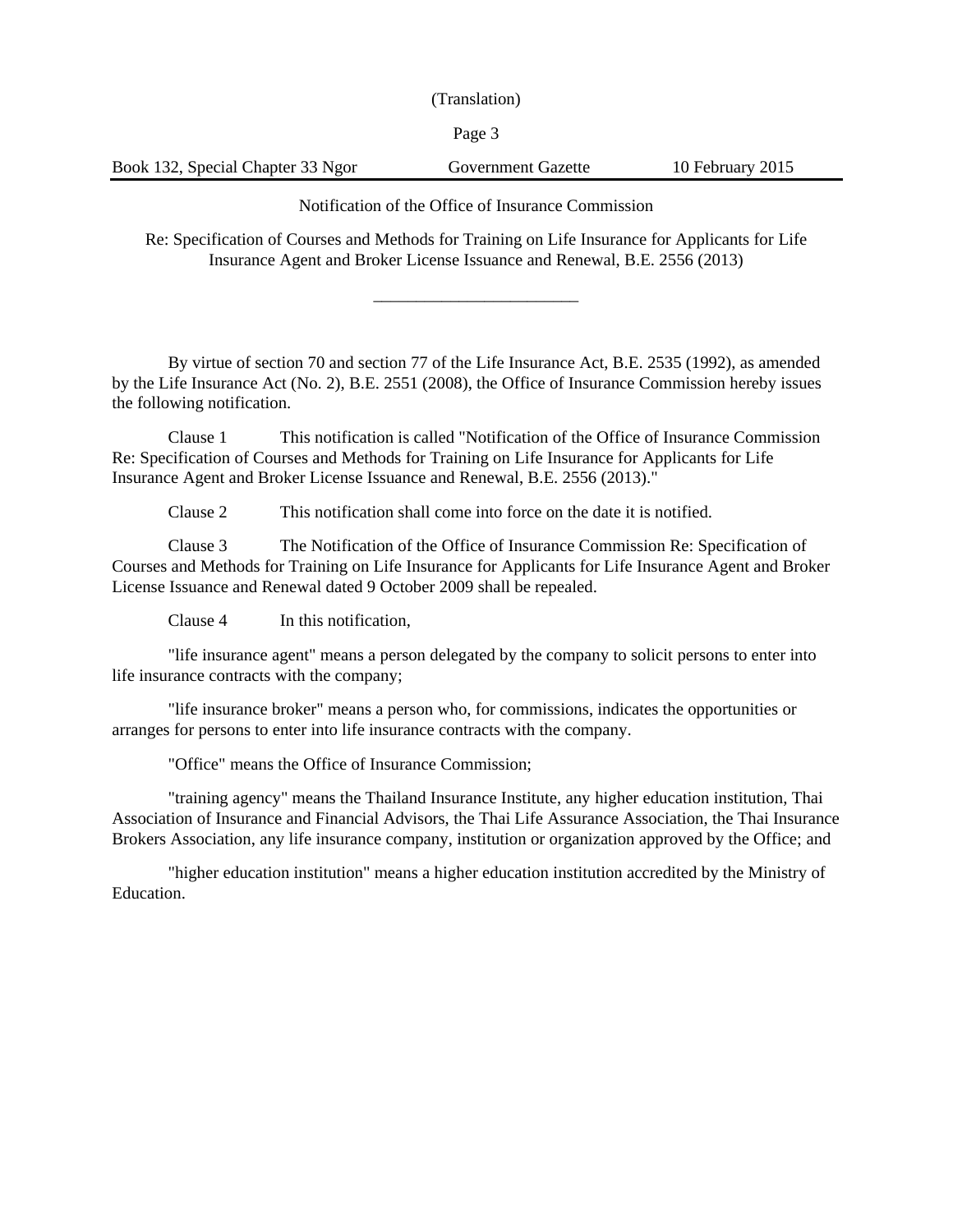(Translation)

Book 132, Special Chapter 33 Ngor | Government Gazette | 10 February 2015

## Notification of the Office of Insurance Commission

Re: Specification of Courses and Methods for Training on Life Insurance for Applicants for Life Insurance Agent and Broker License Issuance and Renewal, B.E. 2556 (2013)

\_\_\_\_\_\_\_\_\_\_\_\_\_\_\_\_\_\_\_\_\_\_\_\_\_

By virtue of section 70 and section 77 of the Life Insurance Act, B.E. 2535 (1992), as amended by the Life Insurance Act (No. 2), B.E. 2551 (2008), the Office of Insurance Commission hereby issues the following notification.

Clause 1 This notification is called "Notification of the Office of Insurance Commission Re: Specification of Courses and Methods for Training on Life Insurance for Applicants for Life Insurance Agent and Broker License Issuance and Renewal, B.E. 2556 (2013)."

Clause 2 This notification shall come into force on the date it is notified.

Clause 3 The Notification of the Office of Insurance Commission Re: Specification of Courses and Methods for Training on Life Insurance for Applicants for Life Insurance Agent and Broker License Issuance and Renewal dated 9 October 2009 shall be repealed.

Clause 4 In this notification,

"life insurance agent" means a person delegated by the company to solicit persons to enter into life insurance contracts with the company;

"life insurance broker" means a person who, for commissions, indicates the opportunities or arranges for persons to enter into life insurance contracts with the company.

"Office" means the Office of Insurance Commission;

"training agency" means the Thailand Insurance Institute, any higher education institution, Thai Association of Insurance and Financial Advisors, the Thai Life Assurance Association, the Thai Insurance Brokers Association, any life insurance company, institution or organization approved by the Office; and

"higher education institution" means a higher education institution accredited by the Ministry of Education.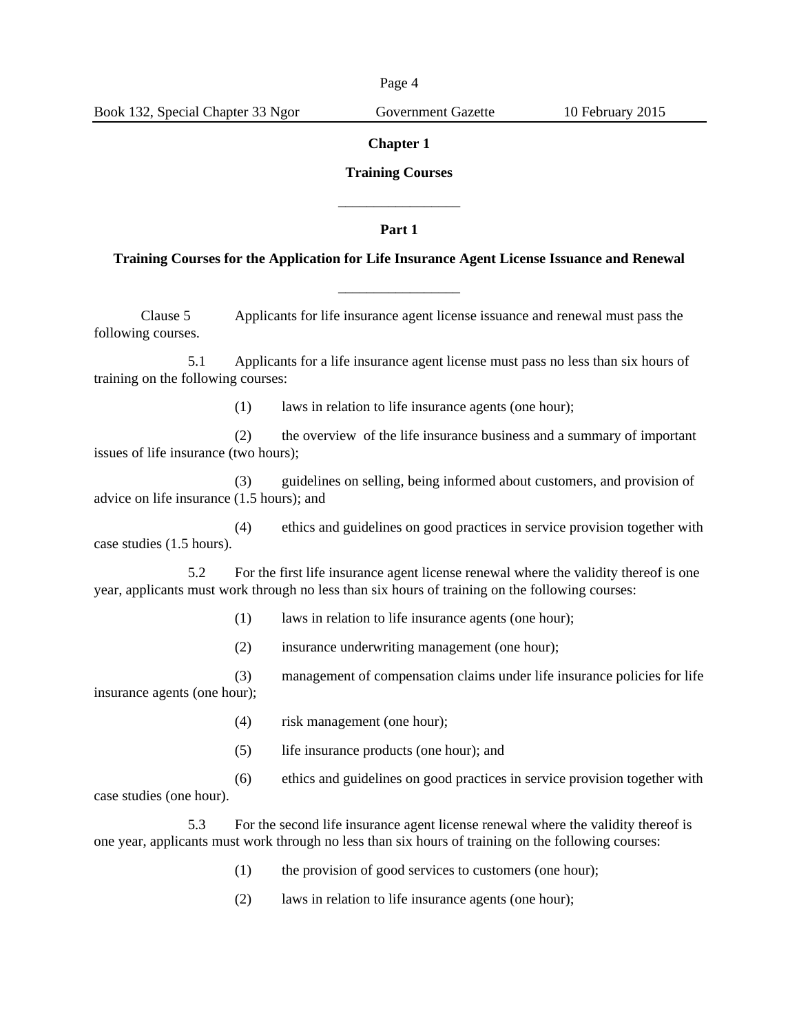## Chapter 1

## Training Courses

---

### Part 1

### Training Courses for the Application for Life Insurance Agent License Issuance and Renewal

---

Clause 5 Applicants for life insurance agent license issuance and renewal must pass the following courses.

5.1 Applicants for a life insurance agent license must pass no less than six hours of training on the following courses:

(1) laws in relation to life insurance agents (one hour);

(2) the overview of the life insurance business and a summary of important issues of life insurance (two hours);

(3) guidelines on selling, being informed about customers, and provision of advice on life insurance (1.5 hours); and

(4) ethics and guidelines on good practices in service provision together with case studies (1.5 hours).

5.2 For the first life insurance agent license renewal where the validity thereof is one year, applicants must work through no less than six hours of training on the following courses:

(1) laws in relation to life insurance agents (one hour);

(2) insurance underwriting management (one hour);

(3) management of compensation claims under life insurance policies for life insurance agents (one hour);

(4) risk management (one hour);

(5) life insurance products (one hour); and

(6) ethics and guidelines on good practices in service provision together with case studies (one hour).

5.3 For the second life insurance agent license renewal where the validity thereof is one year, applicants must work through no less than six hours of training on the following courses:

(1) the provision of good services to customers (one hour);

(2) laws in relation to life insurance agents (one hour);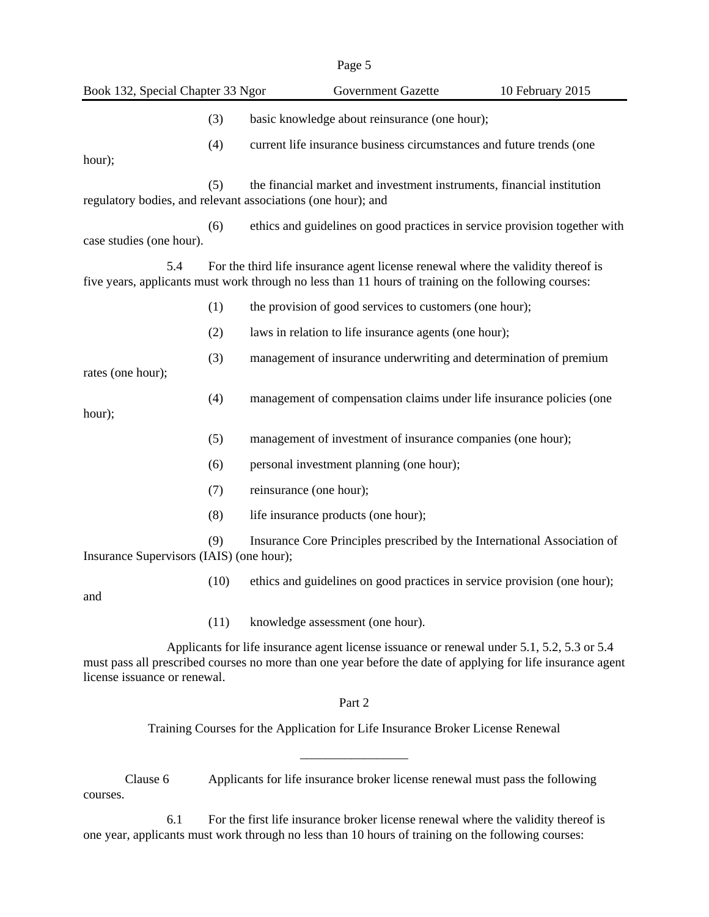(3) basic knowledge about reinsurance (one hour);

(4) current life insurance business circumstances and future trends (one hour);

(5) the financial market and investment instruments, financial institution regulatory bodies, and relevant associations (one hour); and

(6) ethics and guidelines on good practices in service provision together with case studies (one hour).

5.4 For the third life insurance agent license renewal where the validity thereof is five years, applicants must work through no less than 11 hours of training on the following courses:

(1) the provision of good services to customers (one hour);

(2) laws in relation to life insurance agents (one hour);

(3) management of insurance underwriting and determination of premium rates (one hour);

(4) management of compensation claims under life insurance policies (one hour);

(5) management of investment of insurance companies (one hour);

(6) personal investment planning (one hour);

(7) reinsurance (one hour);

(8) life insurance products (one hour);

(9) Insurance Core Principles prescribed by the International Association of Insurance Supervisors (IAIS) (one hour);

(10) ethics and guidelines on good practices in service provision (one hour); and

(11) knowledge assessment (one hour).

Applicants for life insurance agent license issuance or renewal under 5.1, 5.2, 5.3 or 5.4 must pass all prescribed courses no more than one year before the date of applying for life insurance agent license issuance or renewal.

## Part 2

## Training Courses for the Application for Life Insurance Broker License Renewal

\_\_\_\_\_\_\_\_\_\_\_\_\_\_\_\_\_

Clause 6 Applicants for life insurance broker license renewal must pass the following courses.

6.1 For the first life insurance broker license renewal where the validity thereof is one year, applicants must work through no less than 10 hours of training on the following courses: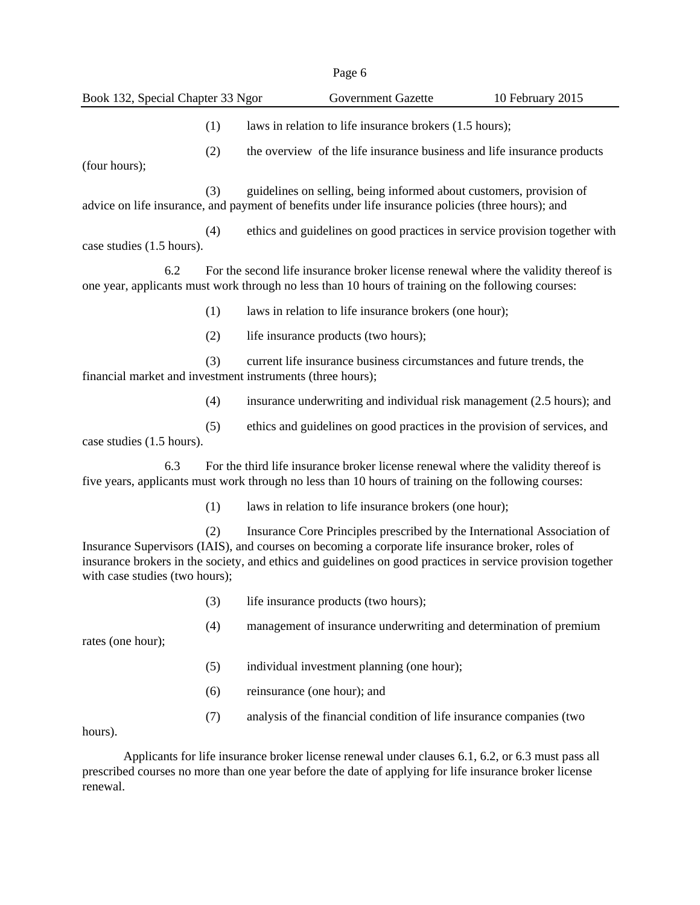(1) laws in relation to life insurance brokers (1.5 hours);

(2) the overview of the life insurance business and life insurance products (four hours);

(3) guidelines on selling, being informed about customers, provision of advice on life insurance, and payment of benefits under life insurance policies (three hours); and

(4) ethics and guidelines on good practices in service provision together with case studies (1.5 hours).

6.2 For the second life insurance broker license renewal where the validity thereof is one year, applicants must work through no less than 10 hours of training on the following courses:

(1) laws in relation to life insurance brokers (one hour);

(2) life insurance products (two hours);

(3) current life insurance business circumstances and future trends, the financial market and investment instruments (three hours);

(4) insurance underwriting and individual risk management (2.5 hours); and

(5) ethics and guidelines on good practices in the provision of services, and case studies (1.5 hours).

6.3 For the third life insurance broker license renewal where the validity thereof is five years, applicants must work through no less than 10 hours of training on the following courses:

(1) laws in relation to life insurance brokers (one hour);

(2) Insurance Core Principles prescribed by the International Association of Insurance Supervisors (IAIS), and courses on becoming a corporate life insurance broker, roles of insurance brokers in the society, and ethics and guidelines on good practices in service provision together with case studies (two hours);

(3) life insurance products (two hours);

(4) management of insurance underwriting and determination of premium rates (one hour);

(5) individual investment planning (one hour);

(6) reinsurance (one hour); and

(7) analysis of the financial condition of life insurance companies (two hours).

Applicants for life insurance broker license renewal under clauses 6.1, 6.2, or 6.3 must pass all prescribed courses no more than one year before the date of applying for life insurance broker license renewal.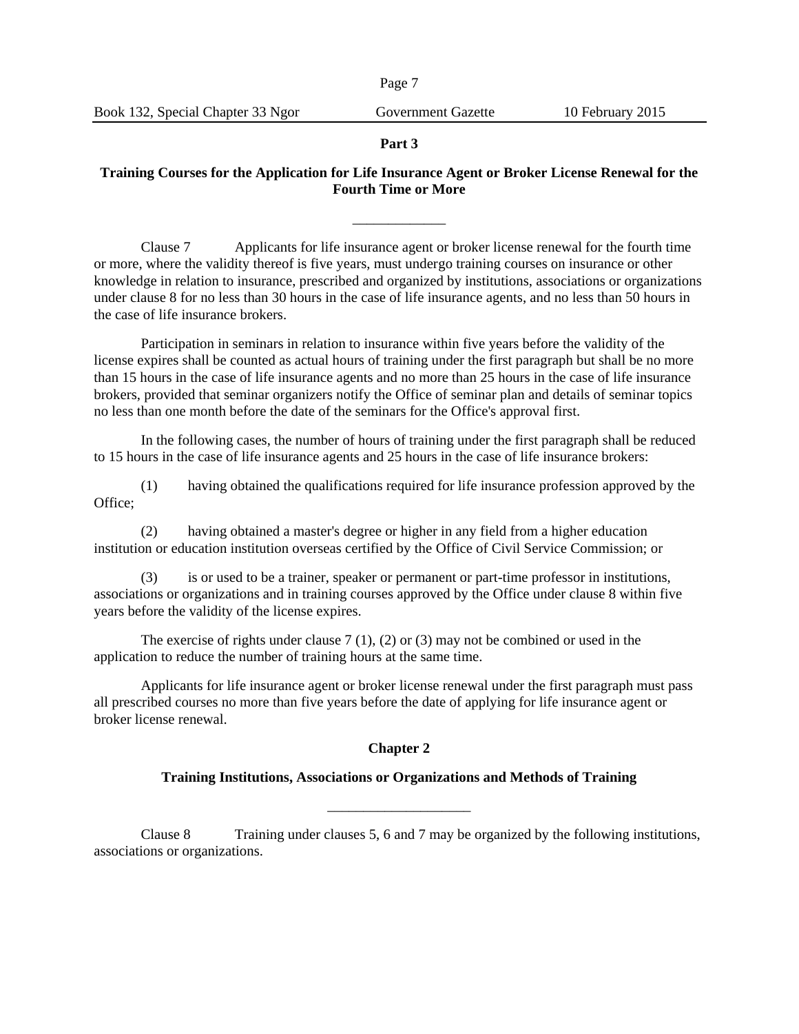**Part 3**

**Training Courses for the Application for Life Insurance Agent or Broker License Renewal for the Fourth Time or More**

---

Clause 7 Applicants for life insurance agent or broker license renewal for the fourth time or more, where the validity thereof is five years, must undergo training courses on insurance or other knowledge in relation to insurance, prescribed and organized by institutions, associations or organizations under clause 8 for no less than 30 hours in the case of life insurance agents, and no less than 50 hours in the case of life insurance brokers.

Participation in seminars in relation to insurance within five years before the validity of the license expires shall be counted as actual hours of training under the first paragraph but shall be no more than 15 hours in the case of life insurance agents and no more than 25 hours in the case of life insurance brokers, provided that seminar organizers notify the Office of seminar plan and details of seminar topics no less than one month before the date of the seminars for the Office's approval first.

In the following cases, the number of hours of training under the first paragraph shall be reduced to 15 hours in the case of life insurance agents and 25 hours in the case of life insurance brokers:

(1) having obtained the qualifications required for life insurance profession approved by the Office;

(2) having obtained a master's degree or higher in any field from a higher education institution or education institution overseas certified by the Office of Civil Service Commission; or

(3) is or used to be a trainer, speaker or permanent or part-time professor in institutions, associations or organizations and in training courses approved by the Office under clause 8 within five years before the validity of the license expires.

The exercise of rights under clause 7 (1), (2) or (3) may not be combined or used in the application to reduce the number of training hours at the same time.

Applicants for life insurance agent or broker license renewal under the first paragraph must pass all prescribed courses no more than five years before the date of applying for life insurance agent or broker license renewal.

**Chapter 2**

**Training Institutions, Associations or Organizations and Methods of Training**

---

Clause 8 Training under clauses 5, 6 and 7 may be organized by the following institutions, associations or organizations.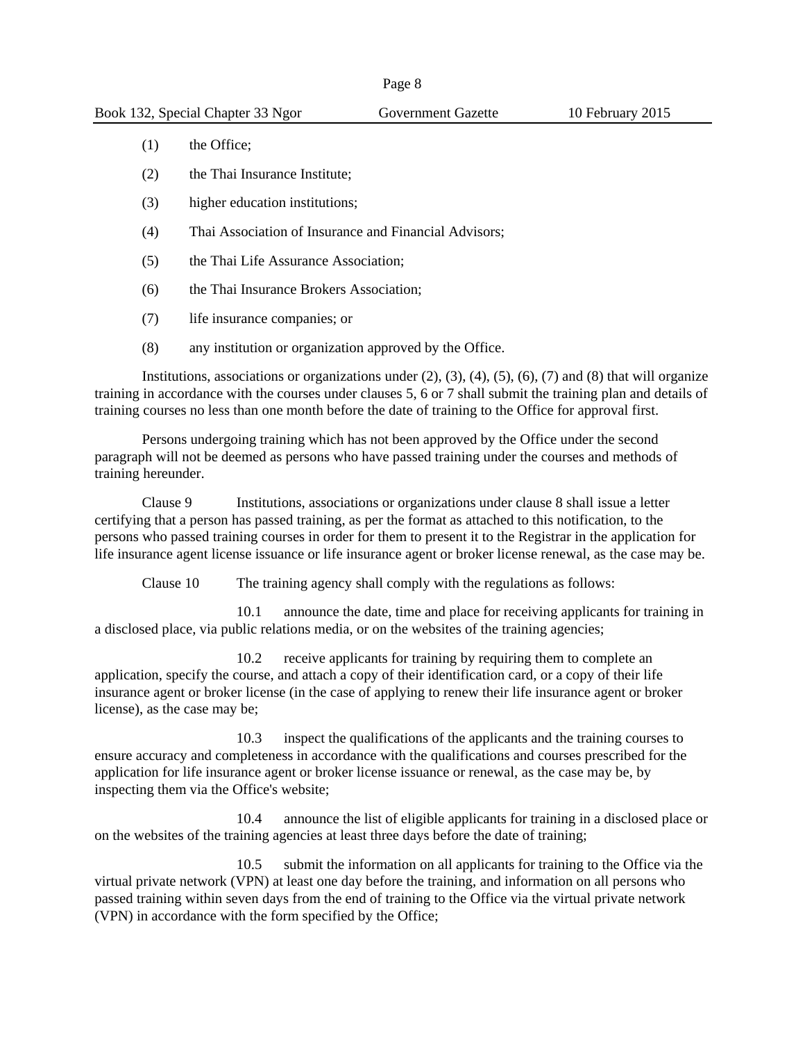(1) the Office;

(2) the Thai Insurance Institute;

(3) higher education institutions;

(4) Thai Association of Insurance and Financial Advisors;

(5) the Thai Life Assurance Association;

(6) the Thai Insurance Brokers Association;

(7) life insurance companies; or

(8) any institution or organization approved by the Office.

Institutions, associations or organizations under (2), (3), (4), (5), (6), (7) and (8) that will organize training in accordance with the courses under clauses 5, 6 or 7 shall submit the training plan and details of training courses no less than one month before the date of training to the Office for approval first.

Persons undergoing training which has not been approved by the Office under the second paragraph will not be deemed as persons who have passed training under the courses and methods of training hereunder.

Clause 9 Institutions, associations or organizations under clause 8 shall issue a letter certifying that a person has passed training, as per the format as attached to this notification, to the persons who passed training courses in order for them to present it to the Registrar in the application for life insurance agent license issuance or life insurance agent or broker license renewal, as the case may be.

Clause 10 The training agency shall comply with the regulations as follows:

10.1 announce the date, time and place for receiving applicants for training in a disclosed place, via public relations media, or on the websites of the training agencies;

10.2 receive applicants for training by requiring them to complete an application, specify the course, and attach a copy of their identification card, or a copy of their life insurance agent or broker license (in the case of applying to renew their life insurance agent or broker license), as the case may be;

10.3 inspect the qualifications of the applicants and the training courses to ensure accuracy and completeness in accordance with the qualifications and courses prescribed for the application for life insurance agent or broker license issuance or renewal, as the case may be, by inspecting them via the Office's website;

10.4 announce the list of eligible applicants for training in a disclosed place or on the websites of the training agencies at least three days before the date of training;

10.5 submit the information on all applicants for training to the Office via the virtual private network (VPN) at least one day before the training, and information on all persons who passed training within seven days from the end of training to the Office via the virtual private network (VPN) in accordance with the form specified by the Office;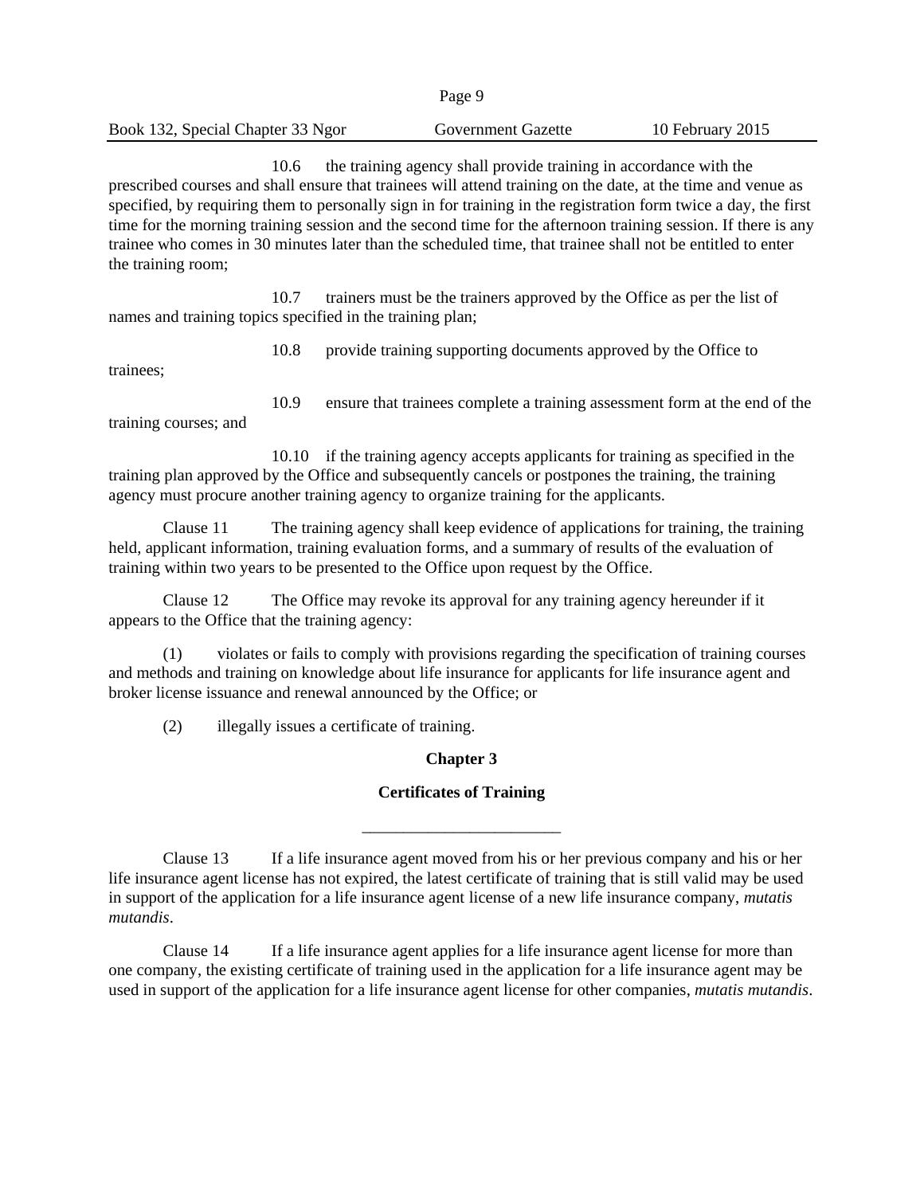10.6 the training agency shall provide training in accordance with the prescribed courses and shall ensure that trainees will attend training on the date, at the time and venue as specified, by requiring them to personally sign in for training in the registration form twice a day, the first time for the morning training session and the second time for the afternoon training session. If there is any trainee who comes in 30 minutes later than the scheduled time, that trainee shall not be entitled to enter the training room;

10.7 trainers must be the trainers approved by the Office as per the list of names and training topics specified in the training plan;

10.8 provide training supporting documents approved by the Office to trainees;

10.9 ensure that trainees complete a training assessment form at the end of the training courses; and

10.10 if the training agency accepts applicants for training as specified in the training plan approved by the Office and subsequently cancels or postpones the training, the training agency must procure another training agency to organize training for the applicants.

Clause 11 The training agency shall keep evidence of applications for training, the training held, applicant information, training evaluation forms, and a summary of results of the evaluation of training within two years to be presented to the Office upon request by the Office.

Clause 12 The Office may revoke its approval for any training agency hereunder if it appears to the Office that the training agency:

(1) violates or fails to comply with provisions regarding the specification of training courses and methods and training on knowledge about life insurance for applicants for life insurance agent and broker license issuance and renewal announced by the Office; or

(2) illegally issues a certificate of training.

## Chapter 3

## Certificates of Training

---

Clause 13 If a life insurance agent moved from his or her previous company and his or her life insurance agent license has not expired, the latest certificate of training that is still valid may be used in support of the application for a life insurance agent license of a new life insurance company, *mutatis mutandis*.

Clause 14 If a life insurance agent applies for a life insurance agent license for more than one company, the existing certificate of training used in the application for a life insurance agent may be used in support of the application for a life insurance agent license for other companies, *mutatis mutandis*.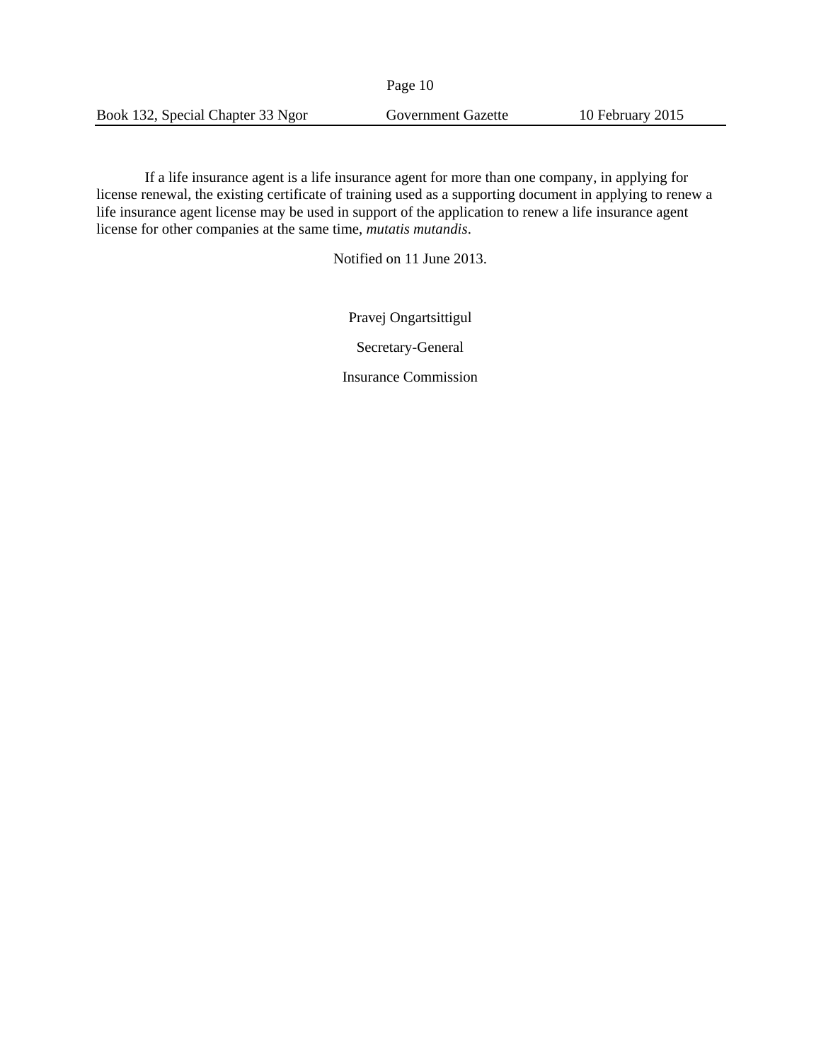If a life insurance agent is a life insurance agent for more than one company, in applying for license renewal, the existing certificate of training used as a supporting document in applying to renew a life insurance agent license may be used in support of the application to renew a life insurance agent license for other companies at the same time, *mutatis mutandis*.

Notified on 11 June 2013.

Pravej Ongartsittigul

Secretary-General

Insurance Commission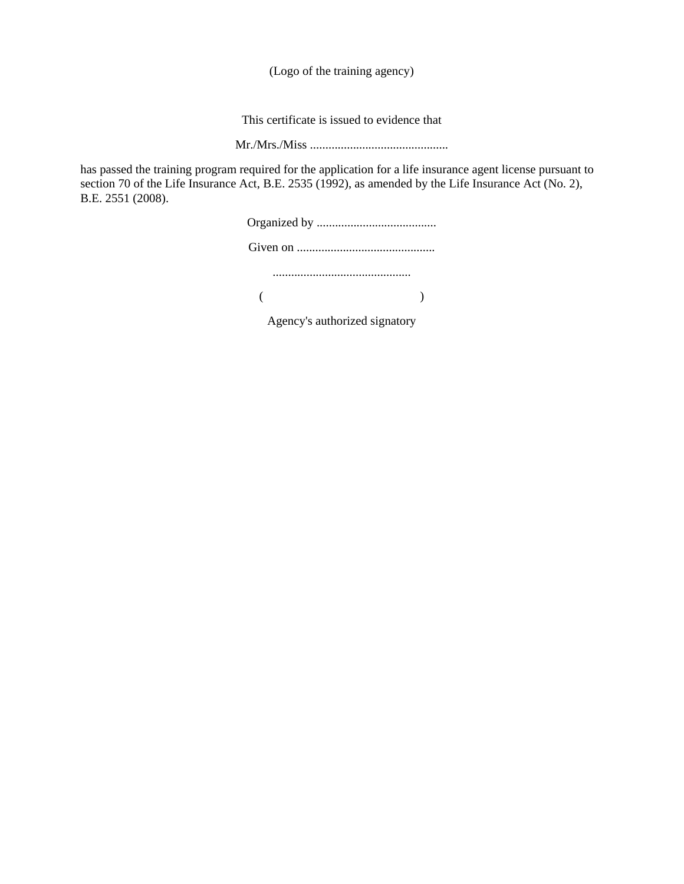(Logo of the training agency)

This certificate is issued to evidence that

Mr./Mrs./Miss .............................................

has passed the training program required for the application for a life insurance agent license pursuant to section 70 of the Life Insurance Act, B.E. 2535 (1992), as amended by the Life Insurance Act (No. 2), B.E. 2551 (2008).

Organized by .......................................

Given on .............................................

.............................................

(                                        )

Agency's authorized signatory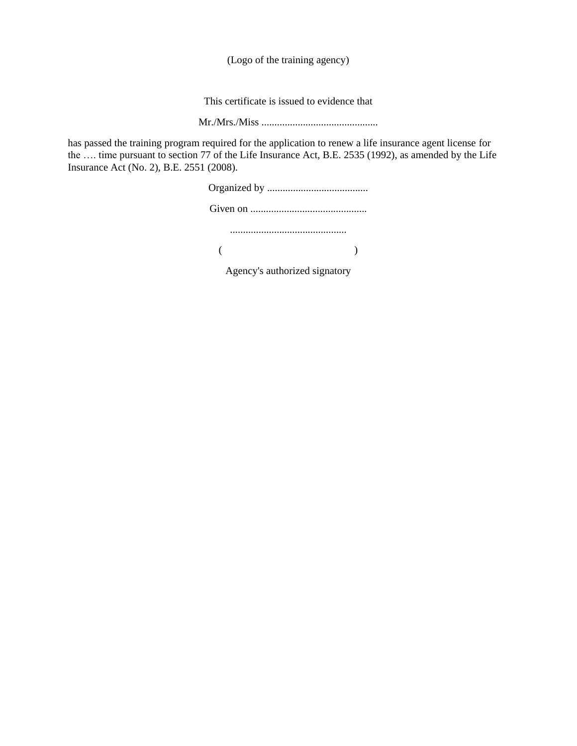(Logo of the training agency)

This certificate is issued to evidence that

Mr./Mrs./Miss .............................................

has passed the training program required for the application to renew a life insurance agent license for the …. time pursuant to section 77 of the Life Insurance Act, B.E. 2535 (1992), as amended by the Life Insurance Act (No. 2), B.E. 2551 (2008).

Organized by .......................................

Given on .............................................

.............................................

( )

Agency's authorized signatory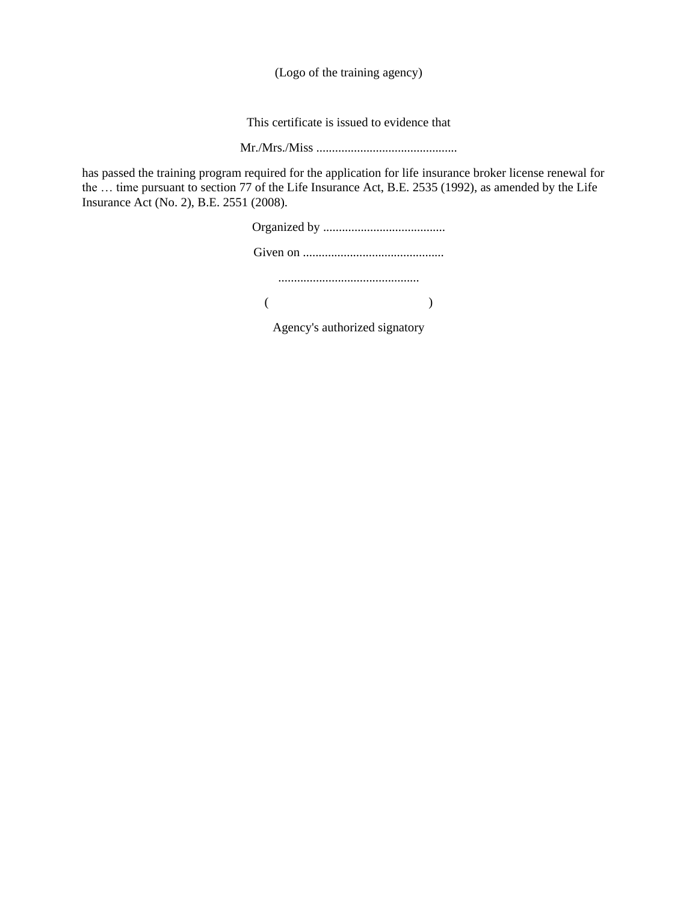(Logo of the training agency)

This certificate is issued to evidence that

Mr./Mrs./Miss .............................................

has passed the training program required for the application for life insurance broker license renewal for the … time pursuant to section 77 of the Life Insurance Act, B.E. 2535 (1992), as amended by the Life Insurance Act (No. 2), B.E. 2551 (2008).

Organized by .......................................

Given on .............................................

.............................................

( )

Agency's authorized signatory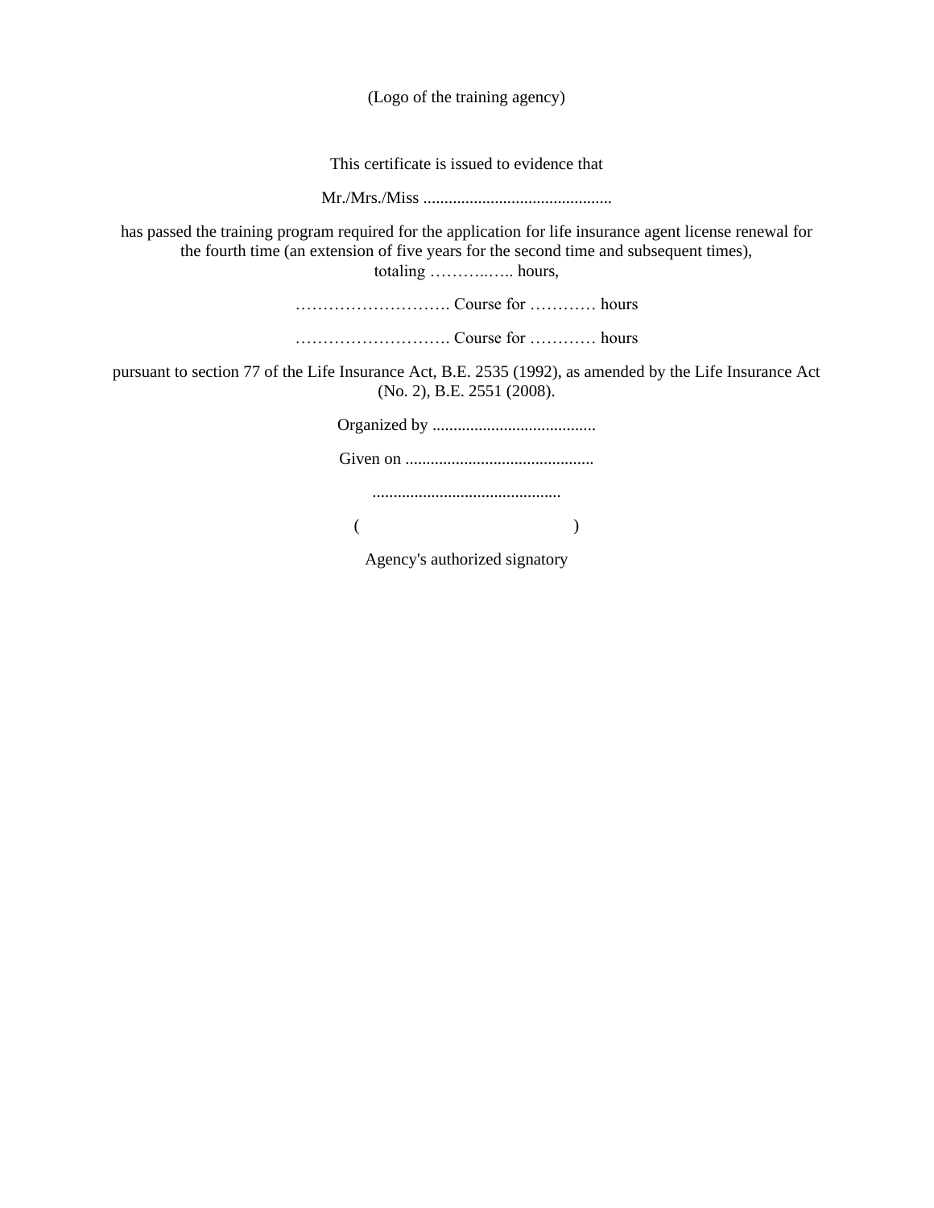(Logo of the training agency)

This certificate is issued to evidence that

Mr./Mrs./Miss .............................................

has passed the training program required for the application for life insurance agent license renewal for the fourth time (an extension of five years for the second time and subsequent times),
totaling ………..….. hours,

………………………. Course for ………… hours

………………………. Course for ………… hours

pursuant to section 77 of the Life Insurance Act, B.E. 2535 (1992), as amended by the Life Insurance Act (No. 2), B.E. 2551 (2008).

Organized by .......................................

Given on .............................................

.............................................

( )

Agency's authorized signatory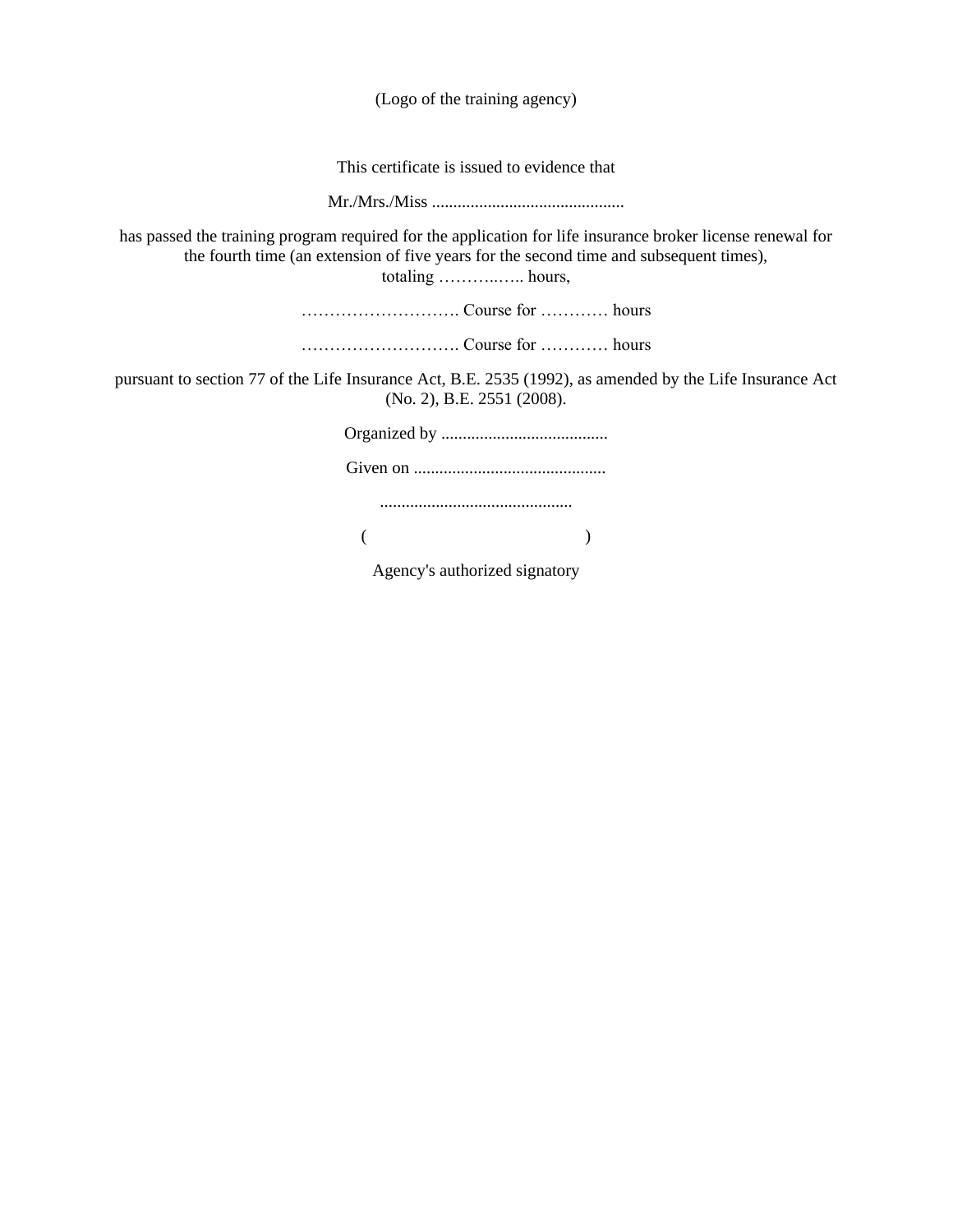(Logo of the training agency)

This certificate is issued to evidence that

Mr./Mrs./Miss .............................................

has passed the training program required for the application for life insurance broker license renewal for the fourth time (an extension of five years for the second time and subsequent times), totaling ………..….. hours,

………………………. Course for ………… hours

………………………. Course for ………… hours

pursuant to section 77 of the Life Insurance Act, B.E. 2535 (1992), as amended by the Life Insurance Act (No. 2), B.E. 2551 (2008).

Organized by .......................................

Given on .............................................

.............................................

( )

Agency's authorized signatory